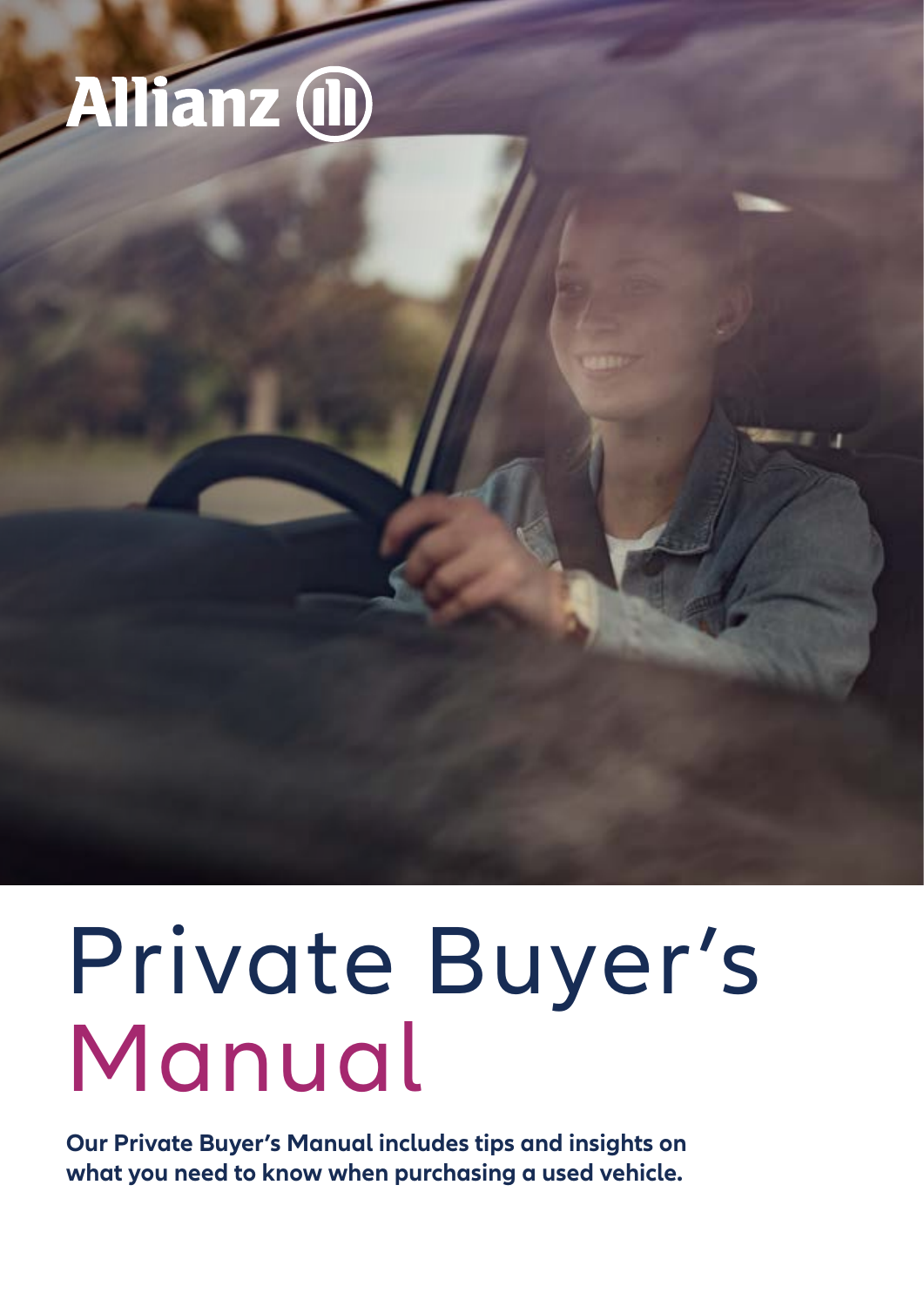Allianz

# Private Buyer's Manual

**Our Private Buyer's Manual includes tips and insights on what you need to know when purchasing a used vehicle.**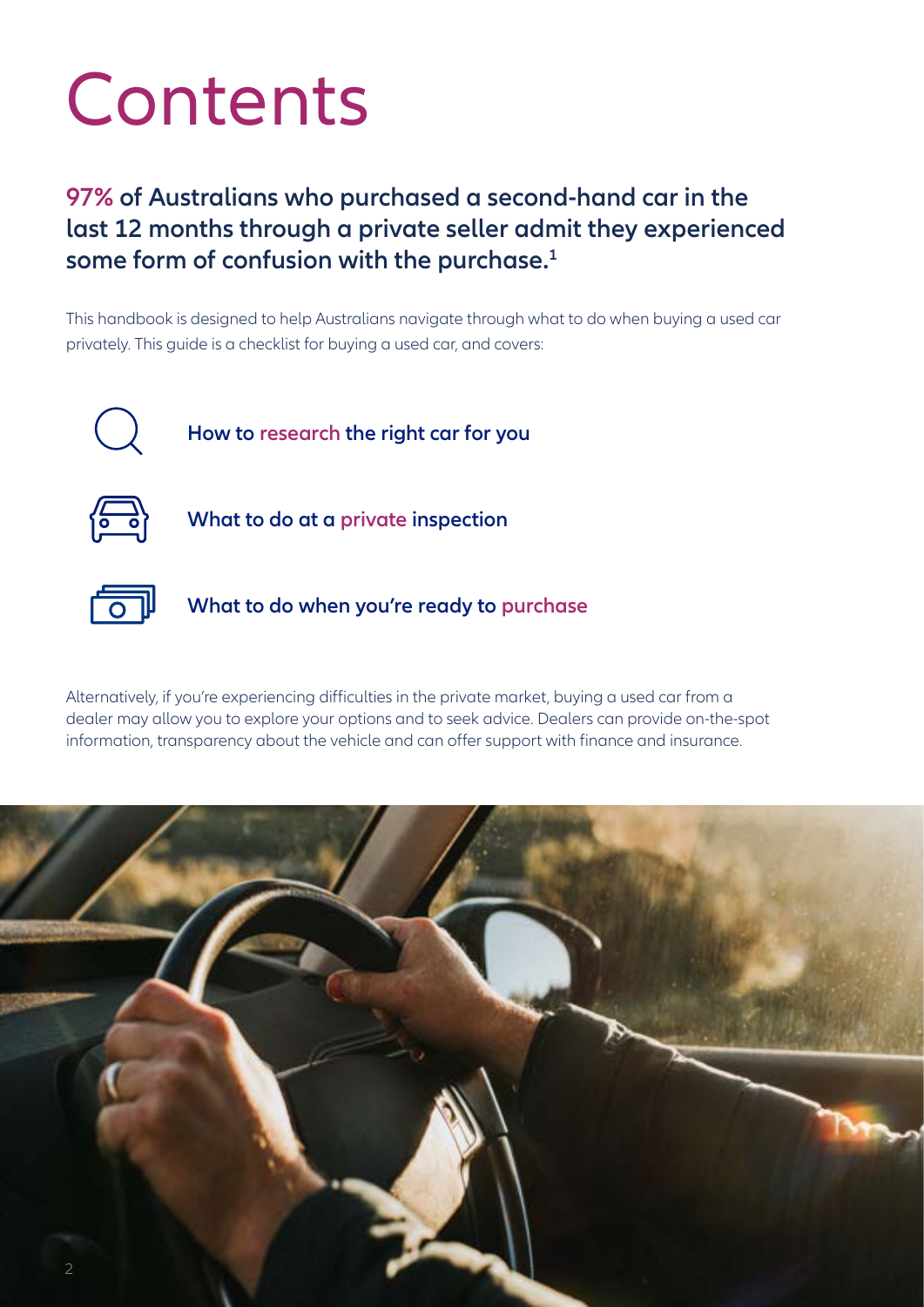# Contents

**97% of Australians who purchased a second-hand car in the last 12 months through a private seller admit they experienced some form of confusion with the purchase.[1]**

This handbook is designed to help Australians navigate through what to do when buying a used car privately. This guide is a checklist for buying a used car, and covers:

**How to research the right car for you**

**What to do at a private inspection**

**What to do when you're ready to purchase**

Alternatively, if you're experiencing difficulties in the private market, buying a used car from a dealer may allow you to explore your options and to seek advice. Dealers can provide on-the-spot information, transparency about the vehicle and can offer support with finance and insurance.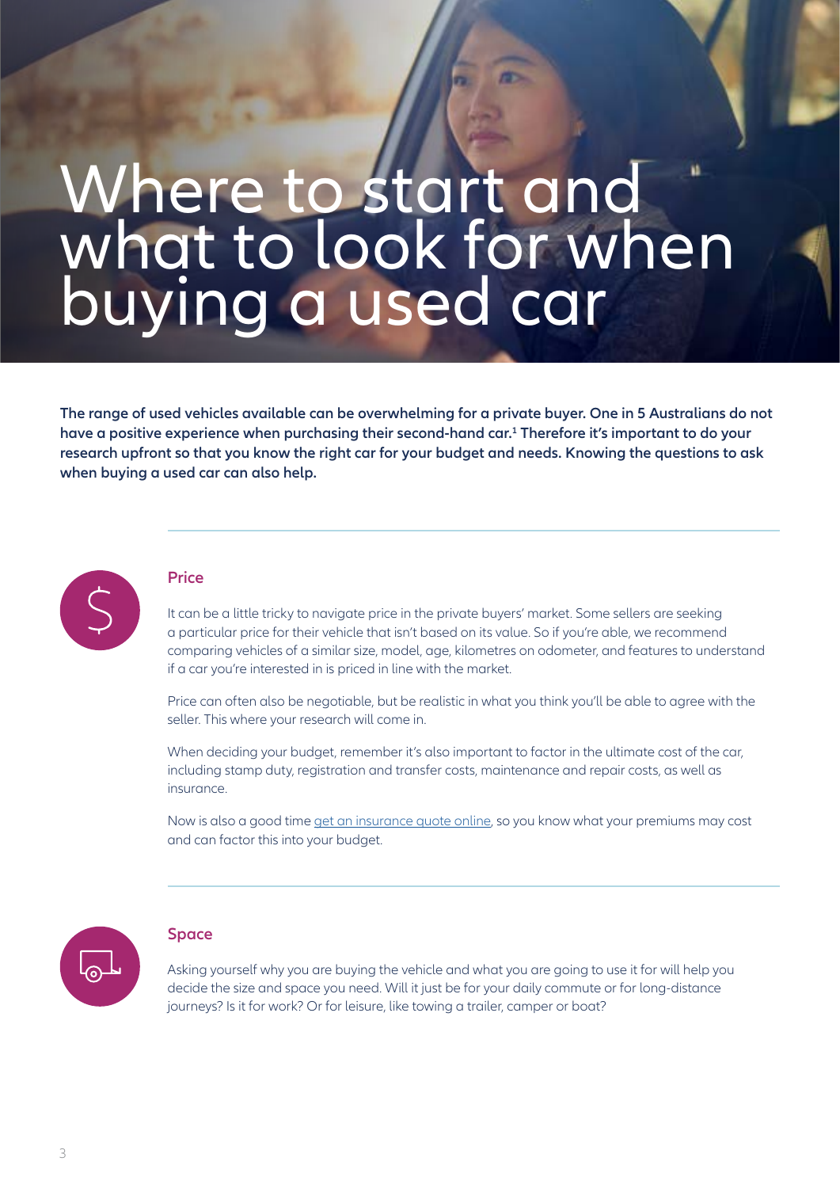# Where to start and what to look for when buying a used car

**The range of used vehicles available can be overwhelming for a private buyer. One in 5 Australians do not have a positive experience when purchasing their second-hand car.[1] Therefore it's important to do your research upfront so that you know the right car for your budget and needs. Knowing the questions to ask when buying a used car can also help.**

## Price

It can be a little tricky to navigate price in the private buyers' market. Some sellers are seeking a particular price for their vehicle that isn't based on its value. So if you're able, we recommend comparing vehicles of a similar size, model, age, kilometres on odometer, and features to understand if a car you're interested in is priced in line with the market.

Price can often also be negotiable, but be realistic in what you think you'll be able to agree with the seller. This where your research will come in.

When deciding your budget, remember it's also important to factor in the ultimate cost of the car, including stamp duty, registration and transfer costs, maintenance and repair costs, as well as insurance.

Now is also a good time get an insurance quote online, so you know what your premiums may cost and can factor this into your budget.

## Space

Asking yourself why you are buying the vehicle and what you are going to use it for will help you decide the size and space you need. Will it just be for your daily commute or for long-distance journeys? Is it for work? Or for leisure, like towing a trailer, camper or boat?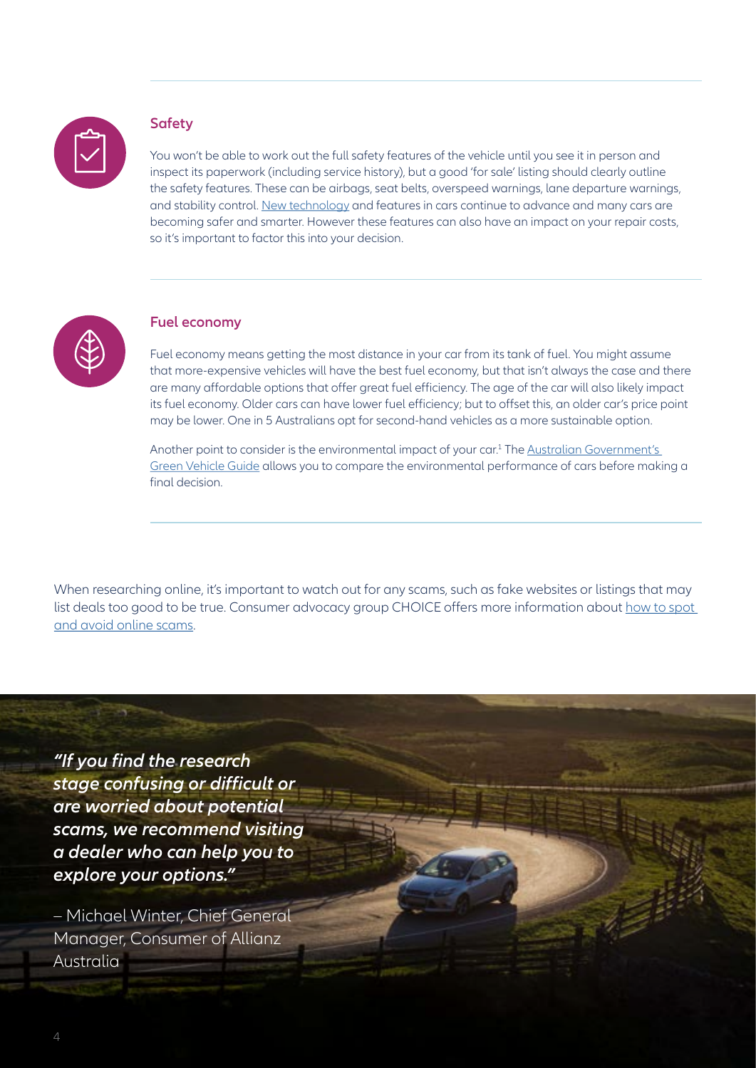### Safety

You won't be able to work out the full safety features of the vehicle until you see it in person and inspect its paperwork (including service history), but a good 'for sale' listing should clearly outline the safety features. These can be airbags, seat belts, overspeed warnings, lane departure warnings, and stability control. New technology and features in cars continue to advance and many cars are becoming safer and smarter. However these features can also have an impact on your repair costs, so it's important to factor this into your decision.

### Fuel economy

Fuel economy means getting the most distance in your car from its tank of fuel. You might assume that more-expensive vehicles will have the best fuel economy, but that isn't always the case and there are many affordable options that offer great fuel efficiency. The age of the car will also likely impact its fuel economy. Older cars can have lower fuel efficiency; but to offset this, an older car's price point may be lower. One in 5 Australians opt for second-hand vehicles as a more sustainable option.

Another point to consider is the environmental impact of your car.[1] The Australian Government's Green Vehicle Guide allows you to compare the environmental performance of cars before making a final decision.

When researching online, it's important to watch out for any scams, such as fake websites or listings that may list deals too good to be true. Consumer advocacy group CHOICE offers more information about how to spot and avoid online scams.

*"If you find the research stage confusing or difficult or are worried about potential scams, we recommend visiting a dealer who can help you to explore your options."*

– Michael Winter, Chief General Manager, Consumer of Allianz Australia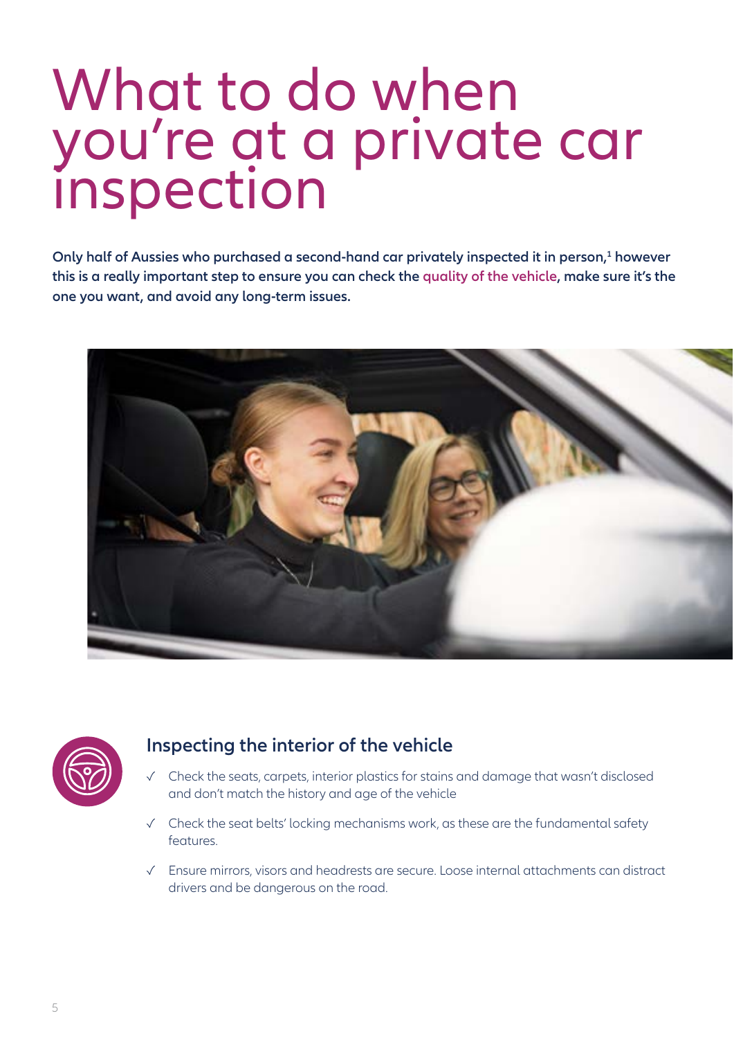# What to do when you're at a private car inspection

**Only half of Aussies who purchased a second-hand car privately inspected it in person,[1] however this is a really important step to ensure you can check the quality of the vehicle, make sure it's the one you want, and avoid any long-term issues.**

## Inspecting the interior of the vehicle

- ✓ Check the seats, carpets, interior plastics for stains and damage that wasn't disclosed and don't match the history and age of the vehicle
- ✓ Check the seat belts' locking mechanisms work, as these are the fundamental safety features.
- ✓ Ensure mirrors, visors and headrests are secure. Loose internal attachments can distract drivers and be dangerous on the road.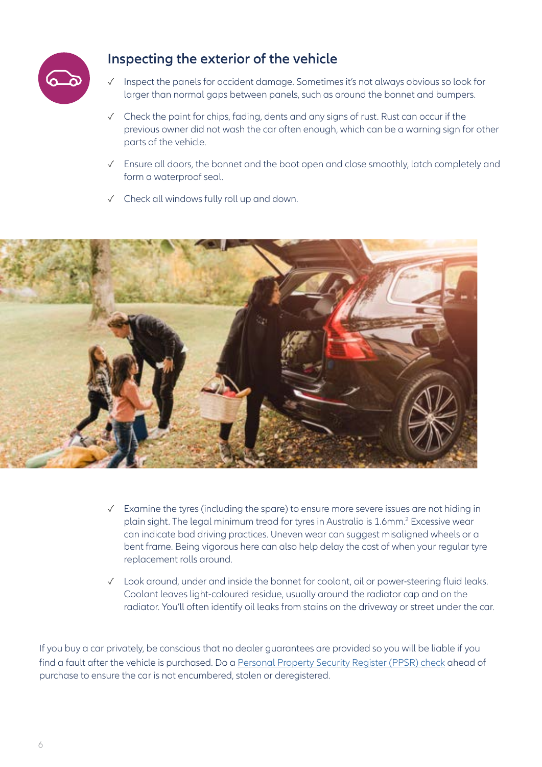## Inspecting the exterior of the vehicle

- ✓ Inspect the panels for accident damage. Sometimes it's not always obvious so look for larger than normal gaps between panels, such as around the bonnet and bumpers.
- ✓ Check the paint for chips, fading, dents and any signs of rust. Rust can occur if the previous owner did not wash the car often enough, which can be a warning sign for other parts of the vehicle.
- ✓ Ensure all doors, the bonnet and the boot open and close smoothly, latch completely and form a waterproof seal.
- ✓ Check all windows fully roll up and down.
- ✓ Examine the tyres (including the spare) to ensure more severe issues are not hiding in plain sight. The legal minimum tread for tyres in Australia is 1.6mm.[2] Excessive wear can indicate bad driving practices. Uneven wear can suggest misaligned wheels or a bent frame. Being vigorous here can also help delay the cost of when your regular tyre replacement rolls around.
- ✓ Look around, under and inside the bonnet for coolant, oil or power-steering fluid leaks. Coolant leaves light-coloured residue, usually around the radiator cap and on the radiator. You'll often identify oil leaks from stains on the driveway or street under the car.

If you buy a car privately, be conscious that no dealer guarantees are provided so you will be liable if you find a fault after the vehicle is purchased. Do a Personal Property Security Register (PPSR) check ahead of purchase to ensure the car is not encumbered, stolen or deregistered.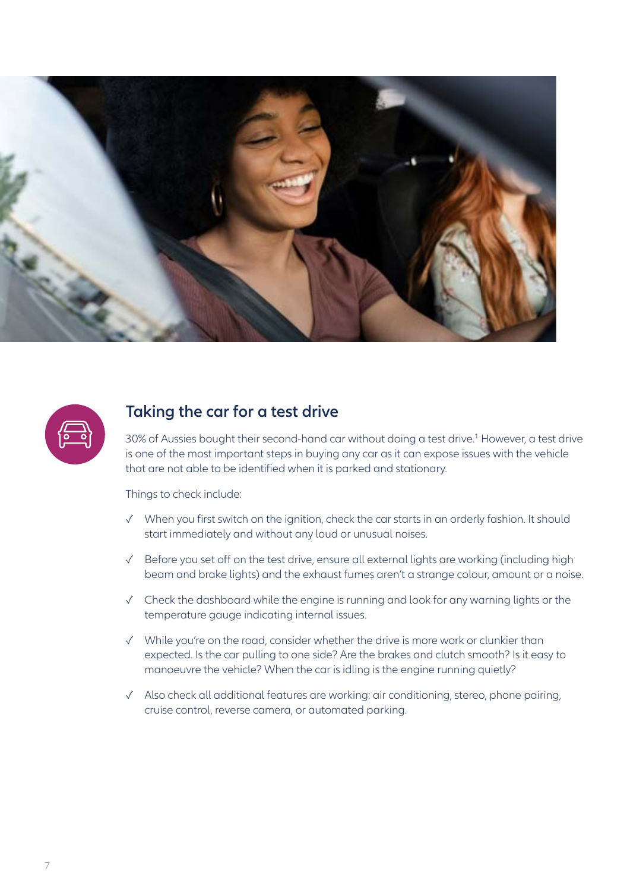## Taking the car for a test drive

30% of Aussies bought their second-hand car without doing a test drive.[1] However, a test drive is one of the most important steps in buying any car as it can expose issues with the vehicle that are not able to be identified when it is parked and stationary.

Things to check include:

- ✓ When you first switch on the ignition, check the car starts in an orderly fashion. It should start immediately and without any loud or unusual noises.
- ✓ Before you set off on the test drive, ensure all external lights are working (including high beam and brake lights) and the exhaust fumes aren't a strange colour, amount or a noise.
- ✓ Check the dashboard while the engine is running and look for any warning lights or the temperature gauge indicating internal issues.
- ✓ While you're on the road, consider whether the drive is more work or clunkier than expected. Is the car pulling to one side? Are the brakes and clutch smooth? Is it easy to manoeuvre the vehicle? When the car is idling is the engine running quietly?
- ✓ Also check all additional features are working: air conditioning, stereo, phone pairing, cruise control, reverse camera, or automated parking.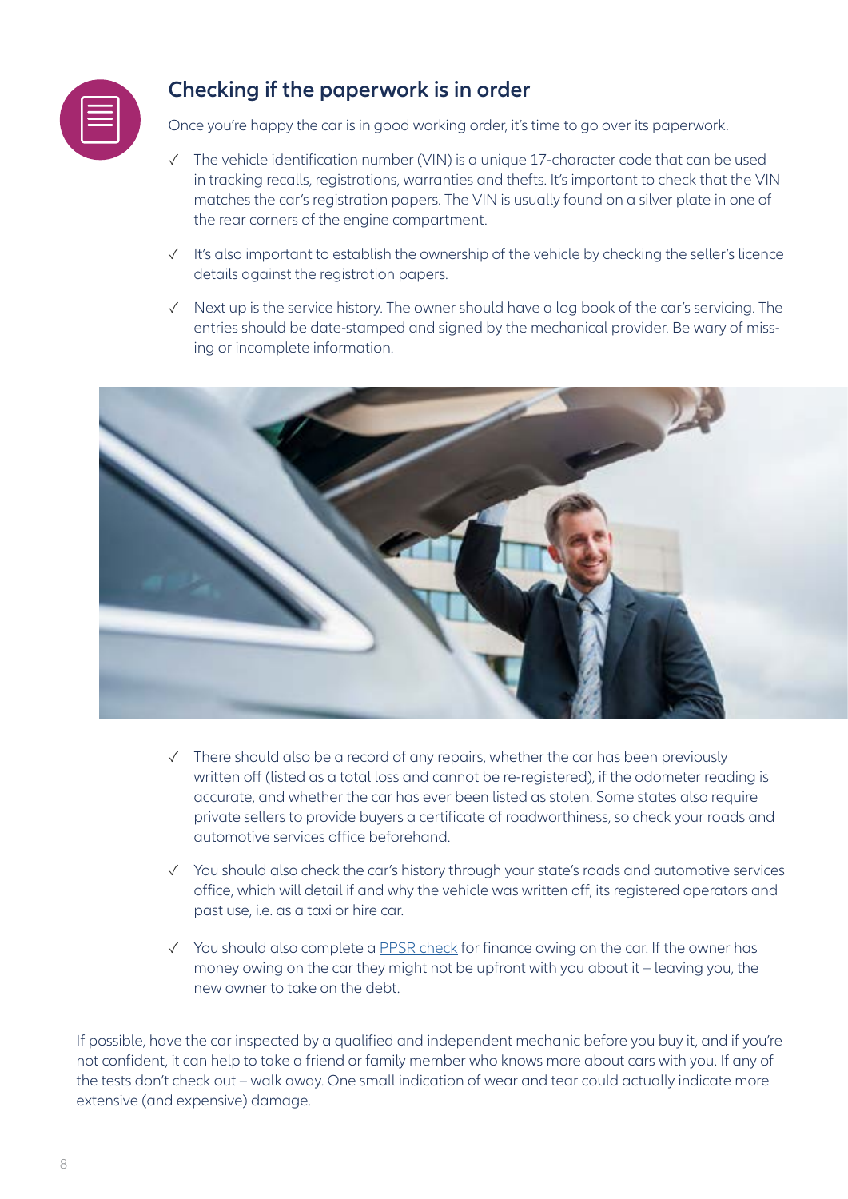## Checking if the paperwork is in order

Once you're happy the car is in good working order, it's time to go over its paperwork.

✓ The vehicle identification number (VIN) is a unique 17-character code that can be used in tracking recalls, registrations, warranties and thefts. It's important to check that the VIN matches the car's registration papers. The VIN is usually found on a silver plate in one of the rear corners of the engine compartment.

✓ It's also important to establish the ownership of the vehicle by checking the seller's licence details against the registration papers.

✓ Next up is the service history. The owner should have a log book of the car's servicing. The entries should be date-stamped and signed by the mechanical provider. Be wary of missing or incomplete information.

✓ There should also be a record of any repairs, whether the car has been previously written off (listed as a total loss and cannot be re-registered), if the odometer reading is accurate, and whether the car has ever been listed as stolen. Some states also require private sellers to provide buyers a certificate of roadworthiness, so check your roads and automotive services office beforehand.

✓ You should also check the car's history through your state's roads and automotive services office, which will detail if and why the vehicle was written off, its registered operators and past use, i.e. as a taxi or hire car.

✓ You should also complete a PPSR check for finance owing on the car. If the owner has money owing on the car they might not be upfront with you about it – leaving you, the new owner to take on the debt.

If possible, have the car inspected by a qualified and independent mechanic before you buy it, and if you're not confident, it can help to take a friend or family member who knows more about cars with you. If any of the tests don't check out – walk away. One small indication of wear and tear could actually indicate more extensive (and expensive) damage.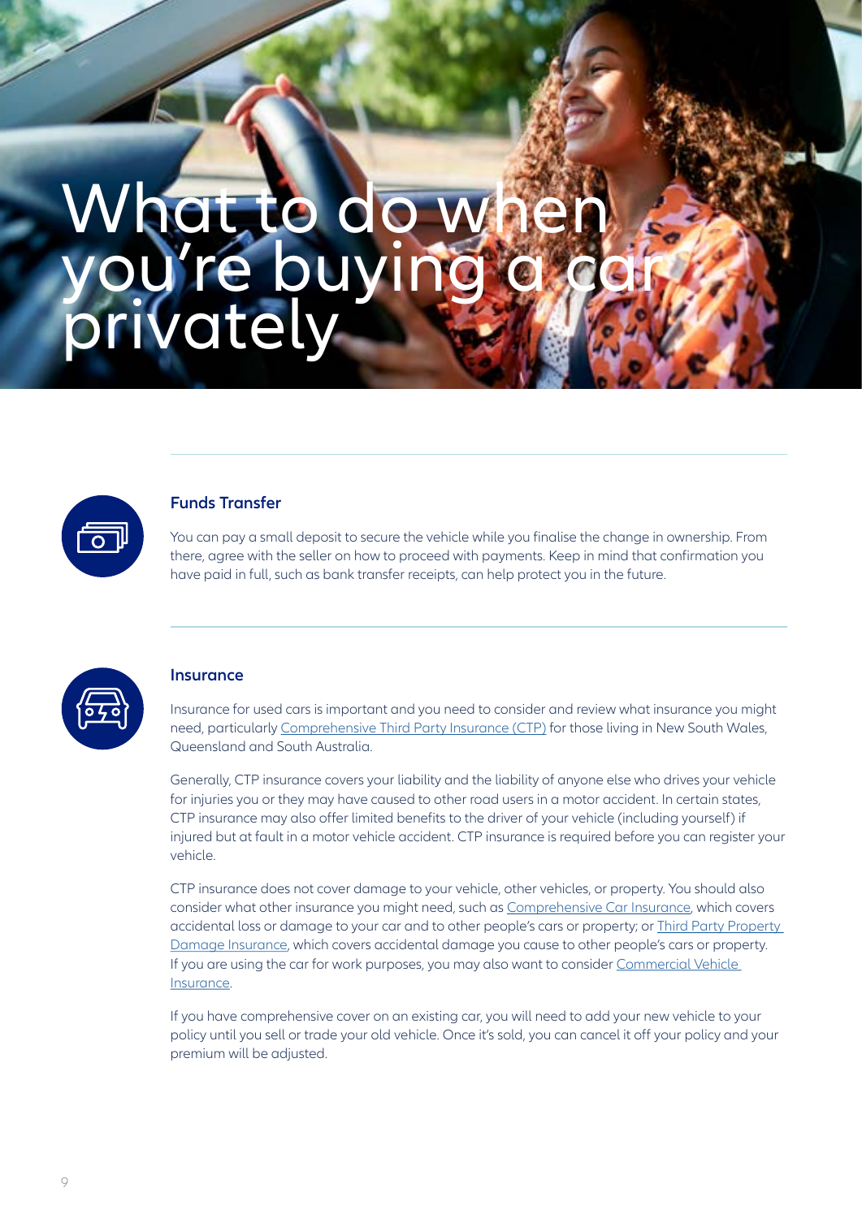# What to do when you're buying a car privately

### Funds Transfer

You can pay a small deposit to secure the vehicle while you finalise the change in ownership. From there, agree with the seller on how to proceed with payments. Keep in mind that confirmation you have paid in full, such as bank transfer receipts, can help protect you in the future.

### Insurance

Insurance for used cars is important and you need to consider and review what insurance you might need, particularly Comprehensive Third Party Insurance (CTP) for those living in New South Wales, Queensland and South Australia.

Generally, CTP insurance covers your liability and the liability of anyone else who drives your vehicle for injuries you or they may have caused to other road users in a motor accident. In certain states, CTP insurance may also offer limited benefits to the driver of your vehicle (including yourself) if injured but at fault in a motor vehicle accident. CTP insurance is required before you can register your vehicle.

CTP insurance does not cover damage to your vehicle, other vehicles, or property. You should also consider what other insurance you might need, such as Comprehensive Car Insurance, which covers accidental loss or damage to your car and to other people's cars or property; or Third Party Property Damage Insurance, which covers accidental damage you cause to other people's cars or property. If you are using the car for work purposes, you may also want to consider Commercial Vehicle Insurance.

If you have comprehensive cover on an existing car, you will need to add your new vehicle to your policy until you sell or trade your old vehicle. Once it's sold, you can cancel it off your policy and your premium will be adjusted.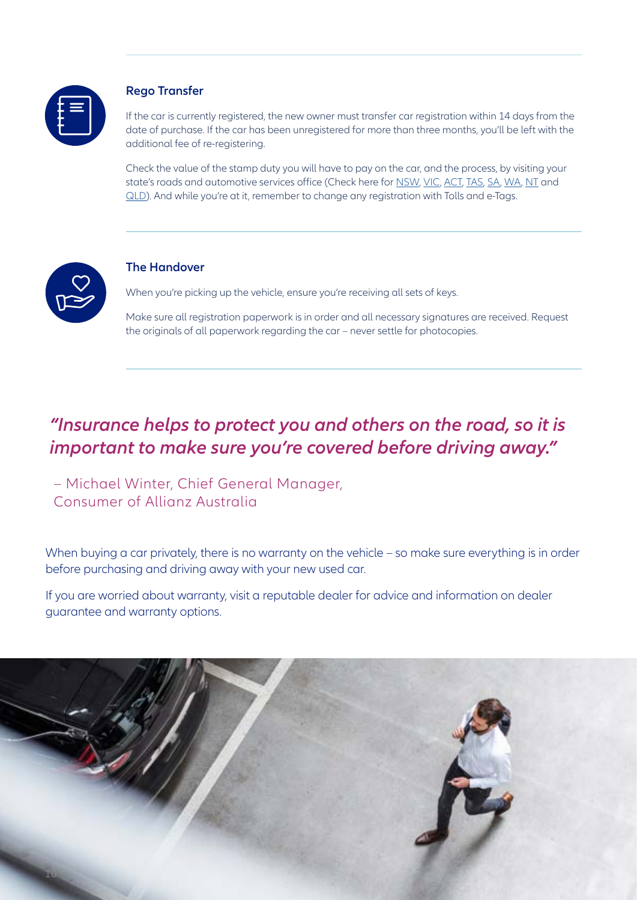### Rego Transfer

If the car is currently registered, the new owner must transfer car registration within 14 days from the date of purchase. If the car has been unregistered for more than three months, you'll be left with the additional fee of re-registering.

Check the value of the stamp duty you will have to pay on the car, and the process, by visiting your state's roads and automotive services office (Check here for NSW, VIC, ACT, TAS, SA, WA, NT and QLD). And while you're at it, remember to change any registration with Tolls and e-Tags.

### The Handover

When you're picking up the vehicle, ensure you're receiving all sets of keys.

Make sure all registration paperwork is in order and all necessary signatures are received. Request the originals of all paperwork regarding the car – never settle for photocopies.

> ***"Insurance helps to protect you and others on the road, so it is important to make sure you're covered before driving away."***
>
> – Michael Winter, Chief General Manager, Consumer of Allianz Australia

When buying a car privately, there is no warranty on the vehicle – so make sure everything is in order before purchasing and driving away with your new used car.

If you are worried about warranty, visit a reputable dealer for advice and information on dealer guarantee and warranty options.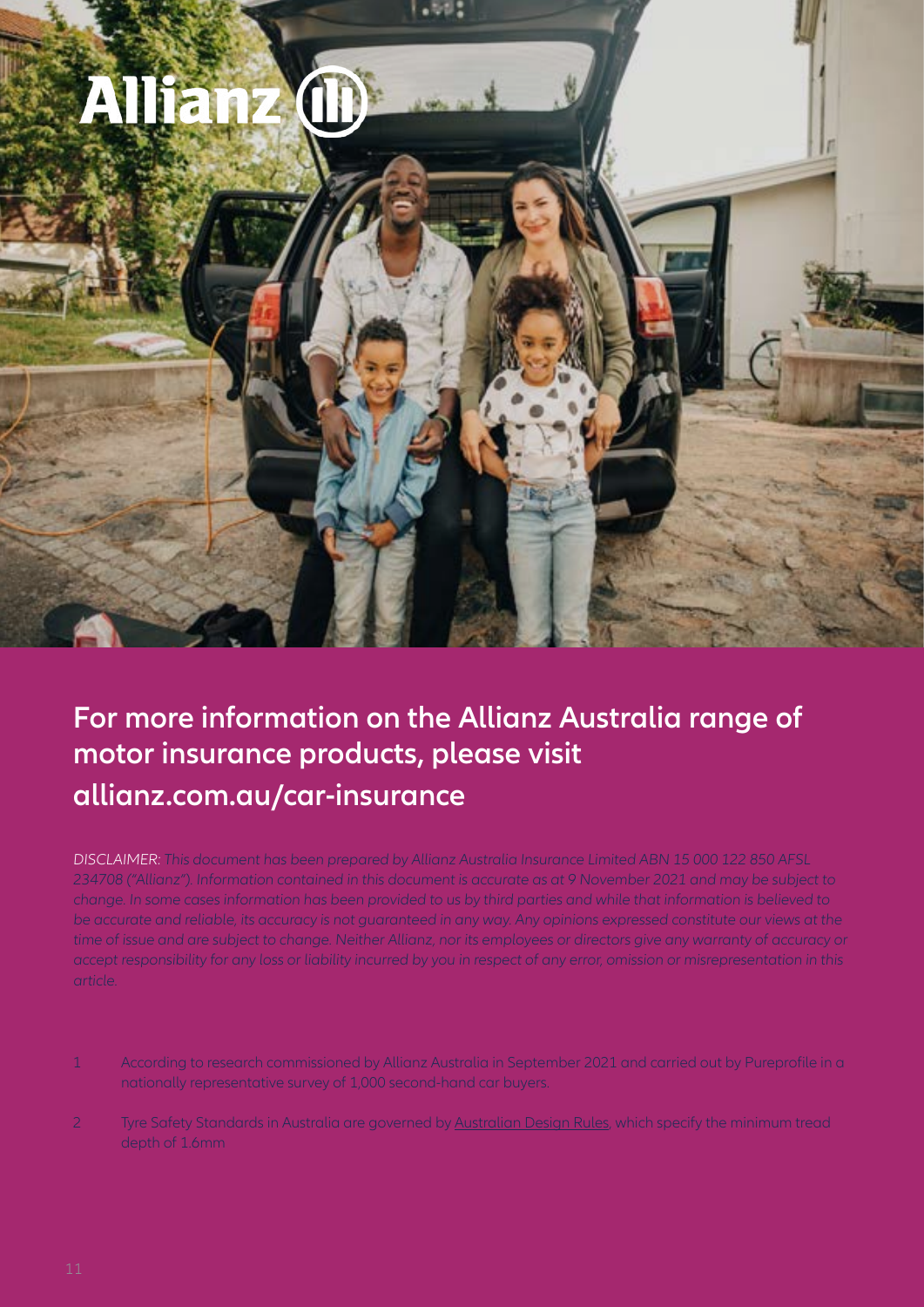## For more information on the Allianz Australia range of motor insurance products, please visit allianz.com.au/car-insurance

*DISCLAIMER: This document has been prepared by Allianz Australia Insurance Limited ABN 15 000 122 850 AFSL 234708 ("Allianz"). Information contained in this document is accurate as at 9 November 2021 and may be subject to change. In some cases information has been provided to us by third parties and while that information is believed to be accurate and reliable, its accuracy is not guaranteed in any way. Any opinions expressed constitute our views at the time of issue and are subject to change. Neither Allianz, nor its employees or directors give any warranty of accuracy or accept responsibility for any loss or liability incurred by you in respect of any error, omission or misrepresentation in this article.*

1 According to research commissioned by Allianz Australia in September 2021 and carried out by Pureprofile in a nationally representative survey of 1,000 second-hand car buyers.

2 Tyre Safety Standards in Australia are governed by Australian Design Rules, which specify the minimum tread depth of 1.6mm